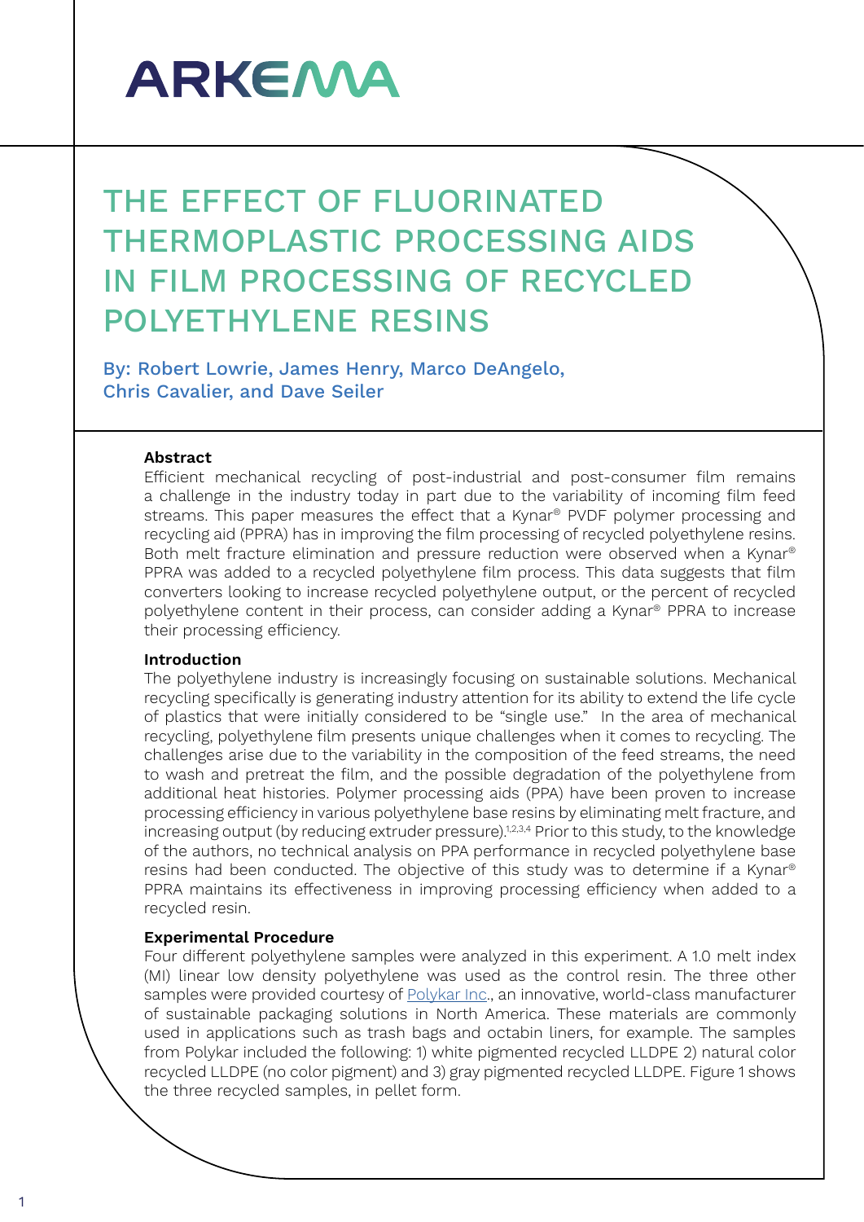ARKEMA

# THE EFFECT OF FLUORINATED THERMOPLASTIC PROCESSING AIDS IN FILM PROCESSING OF RECYCLED POLYETHYLENE RESINS

By: Robert Lowrie, James Henry, Marco DeAngelo, Chris Cavalier, and Dave Seiler

### Abstract

Efficient mechanical recycling of post-industrial and post-consumer film remains a challenge in the industry today in part due to the variability of incoming film feed streams. This paper measures the effect that a Kynar® PVDF polymer processing and recycling aid (PPRA) has in improving the film processing of recycled polyethylene resins. Both melt fracture elimination and pressure reduction were observed when a Kynar® PPRA was added to a recycled polyethylene film process. This data suggests that film converters looking to increase recycled polyethylene output, or the percent of recycled polyethylene content in their process, can consider adding a Kynar® PPRA to increase their processing efficiency.

### Introduction

The polyethylene industry is increasingly focusing on sustainable solutions. Mechanical recycling specifically is generating industry attention for its ability to extend the life cycle of plastics that were initially considered to be "single use." In the area of mechanical recycling, polyethylene film presents unique challenges when it comes to recycling. The challenges arise due to the variability in the composition of the feed streams, the need to wash and pretreat the film, and the possible degradation of the polyethylene from additional heat histories. Polymer processing aids (PPA) have been proven to increase processing efficiency in various polyethylene base resins by eliminating melt fracture, and increasing output (by reducing extruder pressure).[1,2,3,4] Prior to this study, to the knowledge of the authors, no technical analysis on PPA performance in recycled polyethylene base resins had been conducted. The objective of this study was to determine if a Kynar® PPRA maintains its effectiveness in improving processing efficiency when added to a recycled resin.

### Experimental Procedure

Four different polyethylene samples were analyzed in this experiment. A 1.0 melt index (MI) linear low density polyethylene was used as the control resin. The three other samples were provided courtesy of Polykar Inc., an innovative, world-class manufacturer of sustainable packaging solutions in North America. These materials are commonly used in applications such as trash bags and octabin liners, for example. The samples from Polykar included the following: 1) white pigmented recycled LLDPE 2) natural color recycled LLDPE (no color pigment) and 3) gray pigmented recycled LLDPE. Figure 1 shows the three recycled samples, in pellet form.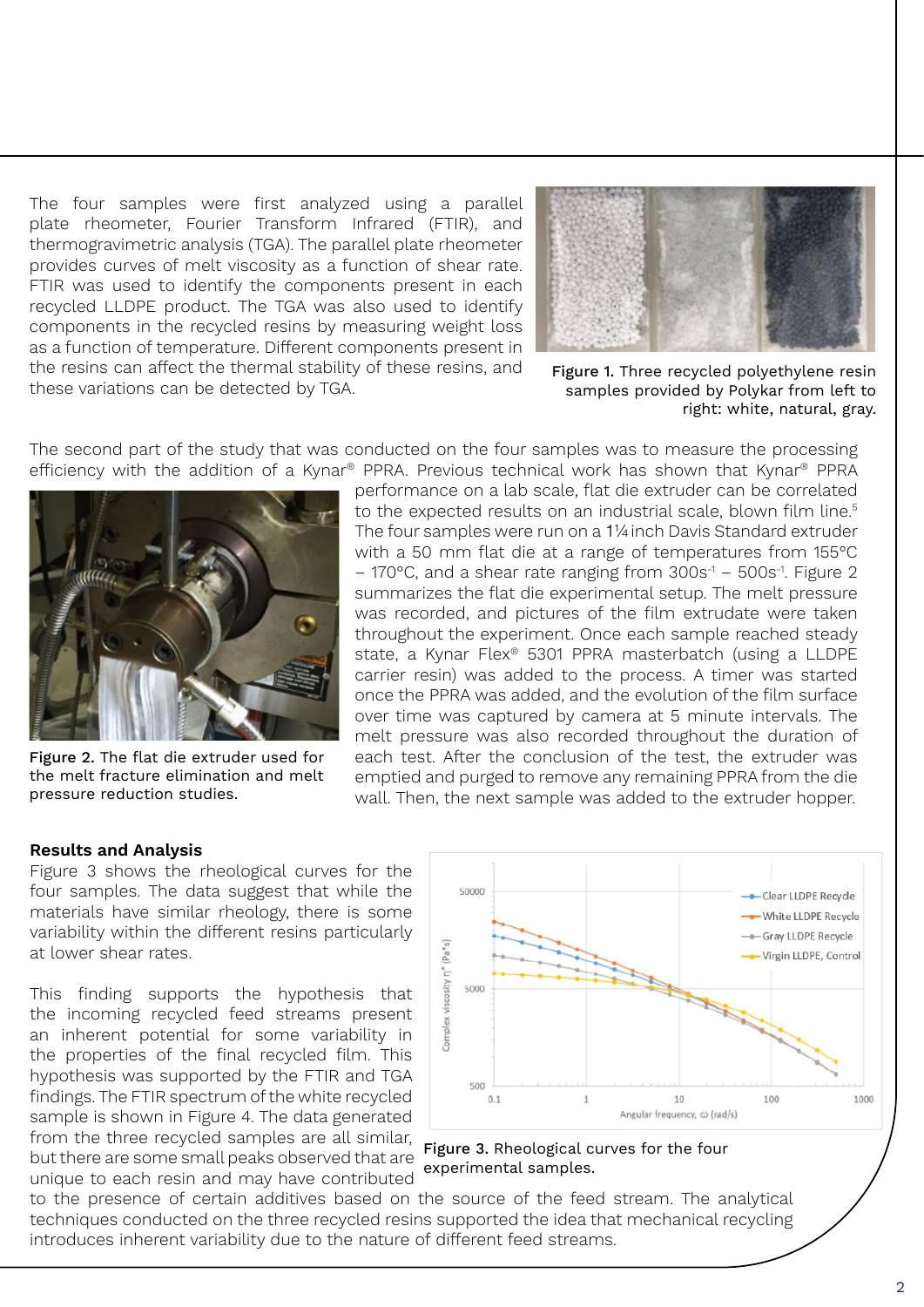The four samples were first analyzed using a parallel plate rheometer, Fourier Transform Infrared (FTIR), and thermogravimetric analysis (TGA). The parallel plate rheometer provides curves of melt viscosity as a function of shear rate. FTIR was used to identify the components present in each recycled LLDPE product. The TGA was also used to identify components in the recycled resins by measuring weight loss as a function of temperature. Different components present in the resins can affect the thermal stability of these resins, and these variations can be detected by TGA.

Figure 1. Three recycled polyethylene resin samples provided by Polykar from left to right: white, natural, gray.

The second part of the study that was conducted on the four samples was to measure the processing efficiency with the addition of a Kynar® PPRA. Previous technical work has shown that Kynar® PPRA performance on a lab scale, flat die extruder can be correlated to the expected results on an industrial scale, blown film line.[5] The four samples were run on a 1¼ inch Davis Standard extruder with a 50 mm flat die at a range of temperatures from 155°C – 170°C, and a shear rate ranging from 300s$^{-1}$ – 500s$^{-1}$. Figure 2 summarizes the flat die experimental setup. The melt pressure was recorded, and pictures of the film extrudate were taken throughout the experiment. Once each sample reached steady state, a Kynar Flex® 5301 PPRA masterbatch (using a LLDPE carrier resin) was added to the process. A timer was started once the PPRA was added, and the evolution of the film surface over time was captured by camera at 5 minute intervals. The melt pressure was also recorded throughout the duration of each test. After the conclusion of the test, the extruder was emptied and purged to remove any remaining PPRA from the die wall. Then, the next sample was added to the extruder hopper.

Figure 2. The flat die extruder used for the melt fracture elimination and melt pressure reduction studies.

**Results and Analysis**

Figure 3 shows the rheological curves for the four samples. The data suggest that while the materials have similar rheology, there is some variability within the different resins particularly at lower shear rates.

This finding supports the hypothesis that the incoming recycled feed streams present an inherent potential for some variability in the properties of the final recycled film. This hypothesis was supported by the FTIR and TGA findings. The FTIR spectrum of the white recycled sample is shown in Figure 4. The data generated from the three recycled samples are all similar, but there are some small peaks observed that are unique to each resin and may have contributed to the presence of certain additives based on the source of the feed stream. The analytical techniques conducted on the three recycled resins supported the idea that mechanical recycling introduces inherent variability due to the nature of different feed streams.

Figure 3. Rheological curves for the four experimental samples.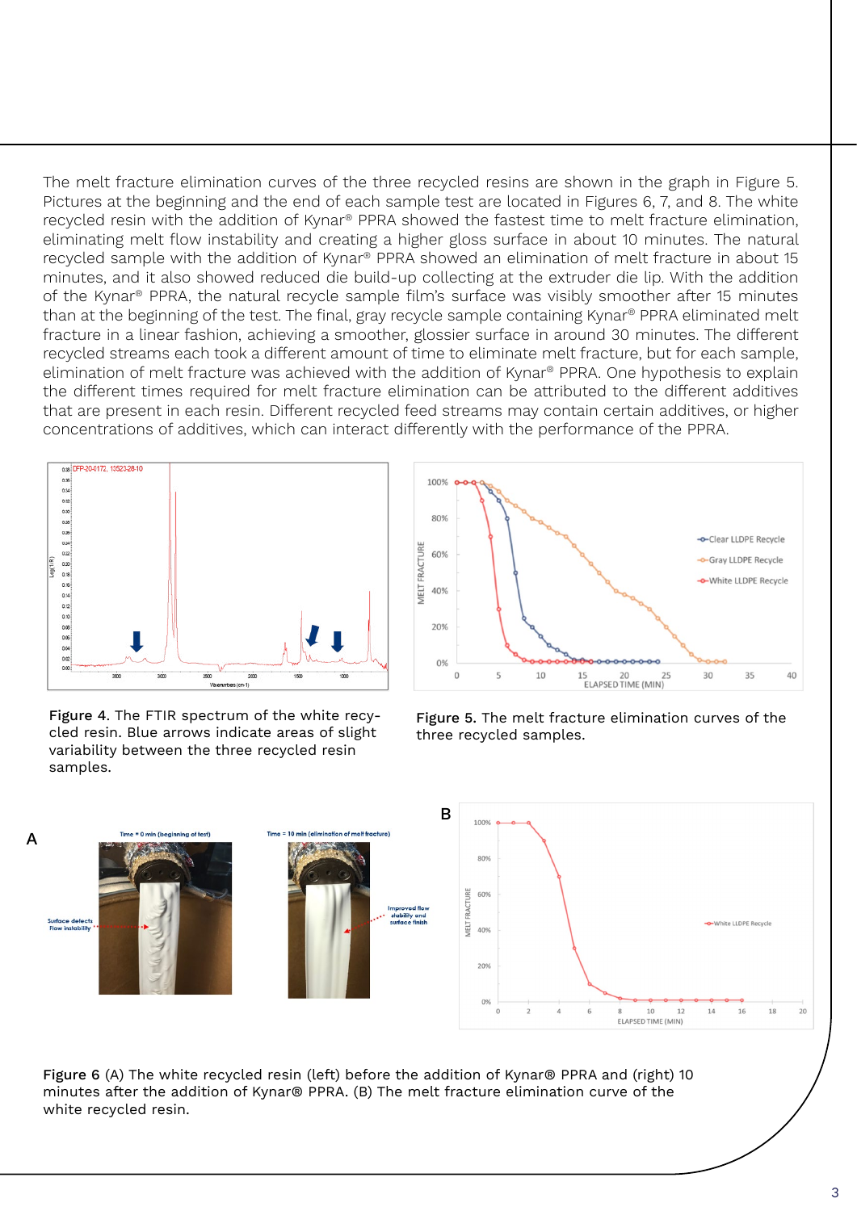The melt fracture elimination curves of the three recycled resins are shown in the graph in Figure 5. Pictures at the beginning and the end of each sample test are located in Figures 6, 7, and 8. The white recycled resin with the addition of Kynar® PPRA showed the fastest time to melt fracture elimination, eliminating melt flow instability and creating a higher gloss surface in about 10 minutes. The natural recycled sample with the addition of Kynar® PPRA showed an elimination of melt fracture in about 15 minutes, and it also showed reduced die build-up collecting at the extruder die lip. With the addition of the Kynar® PPRA, the natural recycle sample film's surface was visibly smoother after 15 minutes than at the beginning of the test. The final, gray recycle sample containing Kynar® PPRA eliminated melt fracture in a linear fashion, achieving a smoother, glossier surface in around 30 minutes. The different recycled streams each took a different amount of time to eliminate melt fracture, but for each sample, elimination of melt fracture was achieved with the addition of Kynar® PPRA. One hypothesis to explain the different times required for melt fracture elimination can be attributed to the different additives that are present in each resin. Different recycled feed streams may contain certain additives, or higher concentrations of additives, which can interact differently with the performance of the PPRA.

**Figure 4.** The FTIR spectrum of the white recycled resin. Blue arrows indicate areas of slight variability between the three recycled resin samples.

**Figure 5.** The melt fracture elimination curves of the three recycled samples.

**Figure 6** (A) The white recycled resin (left) before the addition of Kynar® PPRA and (right) 10 minutes after the addition of Kynar® PPRA. (B) The melt fracture elimination curve of the white recycled resin.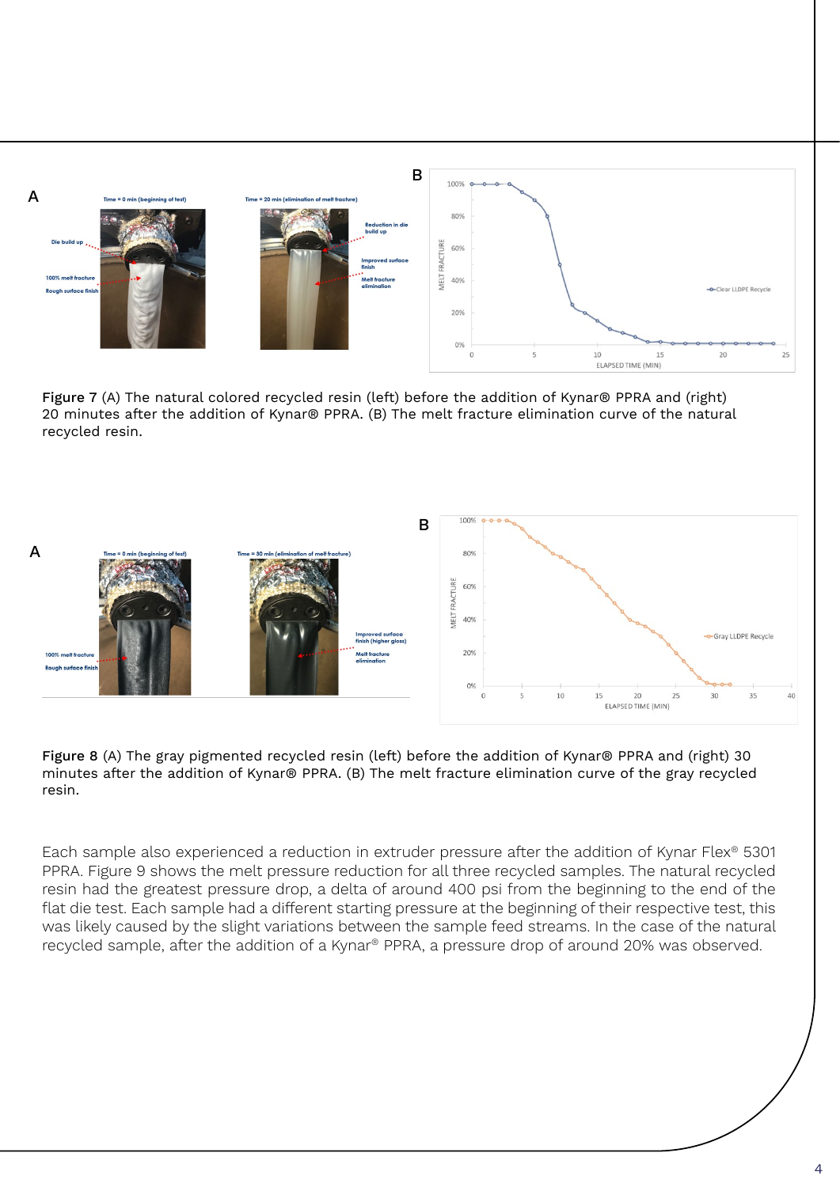Figure 7 (A) The natural colored recycled resin (left) before the addition of Kynar® PPRA and (right) 20 minutes after the addition of Kynar® PPRA. (B) The melt fracture elimination curve of the natural recycled resin.

Figure 8 (A) The gray pigmented recycled resin (left) before the addition of Kynar® PPRA and (right) 30 minutes after the addition of Kynar® PPRA. (B) The melt fracture elimination curve of the gray recycled resin.

Each sample also experienced a reduction in extruder pressure after the addition of Kynar Flex® 5301 PPRA. Figure 9 shows the melt pressure reduction for all three recycled samples. The natural recycled resin had the greatest pressure drop, a delta of around 400 psi from the beginning to the end of the flat die test. Each sample had a different starting pressure at the beginning of their respective test, this was likely caused by the slight variations between the sample feed streams. In the case of the natural recycled sample, after the addition of a Kynar® PPRA, a pressure drop of around 20% was observed.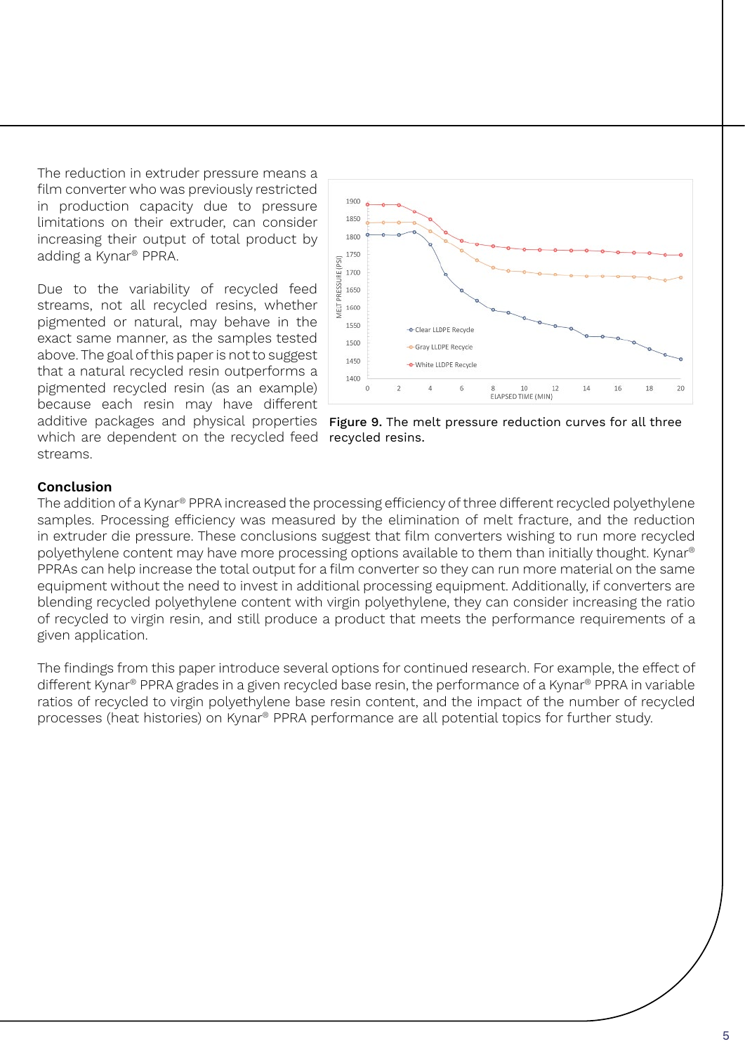The reduction in extruder pressure means a film converter who was previously restricted in production capacity due to pressure limitations on their extruder, can consider increasing their output of total product by adding a Kynar® PPRA.

Due to the variability of recycled feed streams, not all recycled resins, whether pigmented or natural, may behave in the exact same manner, as the samples tested above. The goal of this paper is not to suggest that a natural recycled resin outperforms a pigmented recycled resin (as an example) because each resin may have different additive packages and physical properties which are dependent on the recycled feed streams.

**Figure 9.** The melt pressure reduction curves for all three recycled resins.

**Conclusion**

The addition of a Kynar® PPRA increased the processing efficiency of three different recycled polyethylene samples. Processing efficiency was measured by the elimination of melt fracture, and the reduction in extruder die pressure. These conclusions suggest that film converters wishing to run more recycled polyethylene content may have more processing options available to them than initially thought. Kynar® PPRAs can help increase the total output for a film converter so they can run more material on the same equipment without the need to invest in additional processing equipment. Additionally, if converters are blending recycled polyethylene content with virgin polyethylene, they can consider increasing the ratio of recycled to virgin resin, and still produce a product that meets the performance requirements of a given application.

The findings from this paper introduce several options for continued research. For example, the effect of different Kynar® PPRA grades in a given recycled base resin, the performance of a Kynar® PPRA in variable ratios of recycled to virgin polyethylene base resin content, and the impact of the number of recycled processes (heat histories) on Kynar® PPRA performance are all potential topics for further study.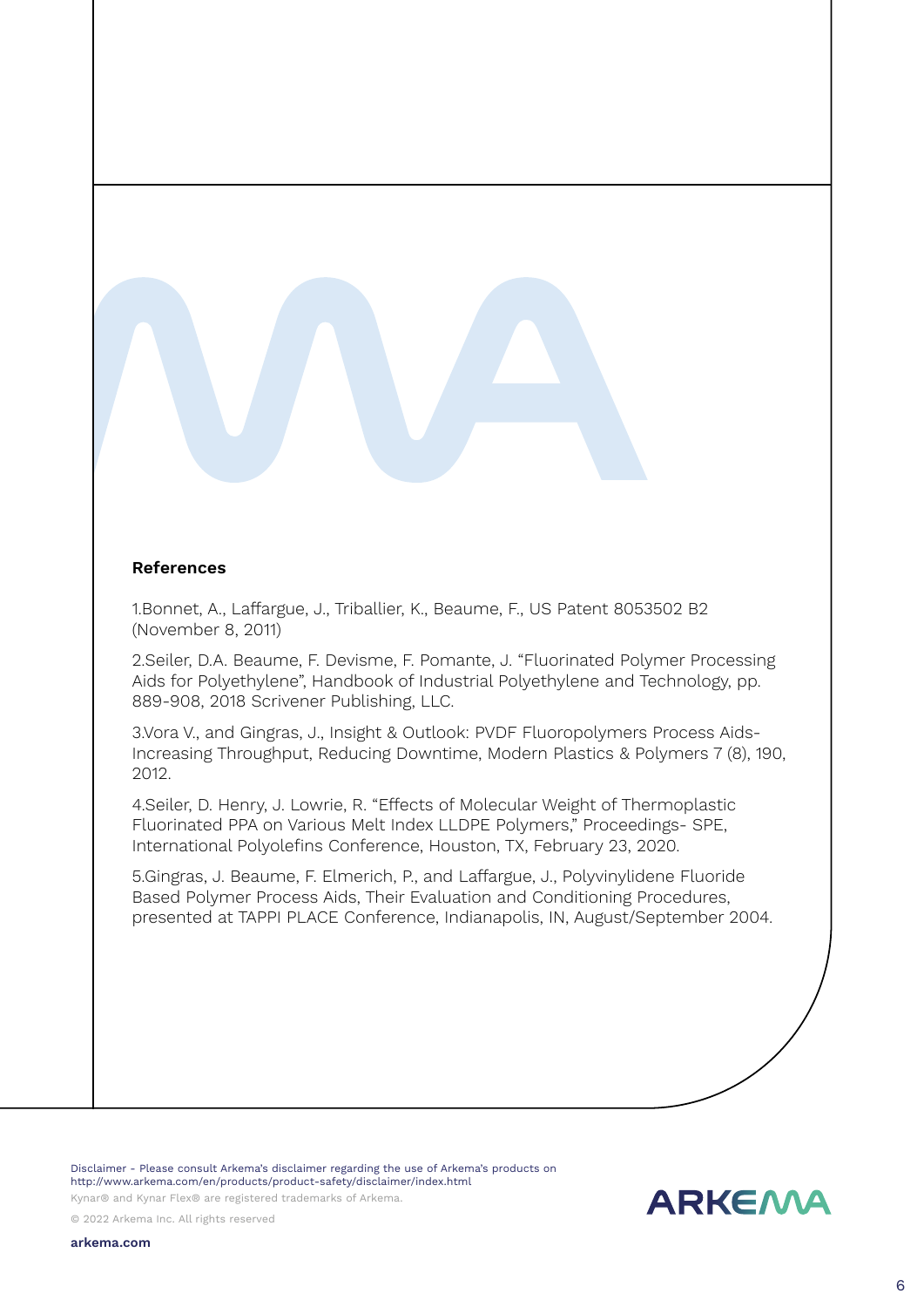## References

1.Bonnet, A., Laffargue, J., Triballier, K., Beaume, F., US Patent 8053502 B2 (November 8, 2011)

2.Seiler, D.A. Beaume, F. Devisme, F. Pomante, J. "Fluorinated Polymer Processing Aids for Polyethylene", Handbook of Industrial Polyethylene and Technology, pp. 889-908, 2018 Scrivener Publishing, LLC.

3.Vora V., and Gingras, J., Insight & Outlook: PVDF Fluoropolymers Process Aids-Increasing Throughput, Reducing Downtime, Modern Plastics & Polymers 7 (8), 190, 2012.

4.Seiler, D. Henry, J. Lowrie, R. "Effects of Molecular Weight of Thermoplastic Fluorinated PPA on Various Melt Index LLDPE Polymers," Proceedings- SPE, International Polyolefins Conference, Houston, TX, February 23, 2020.

5.Gingras, J. Beaume, F. Elmerich, P., and Laffargue, J., Polyvinylidene Fluoride Based Polymer Process Aids, Their Evaluation and Conditioning Procedures, presented at TAPPI PLACE Conference, Indianapolis, IN, August/September 2004.

Disclaimer - Please consult Arkema's disclaimer regarding the use of Arkema's products on http://www.arkema.com/en/products/product-safety/disclaimer/index.html

Kynar® and Kynar Flex® are registered trademarks of Arkema.

© 2022 Arkema Inc. All rights reserved

**arkema.com**

ARKEMA